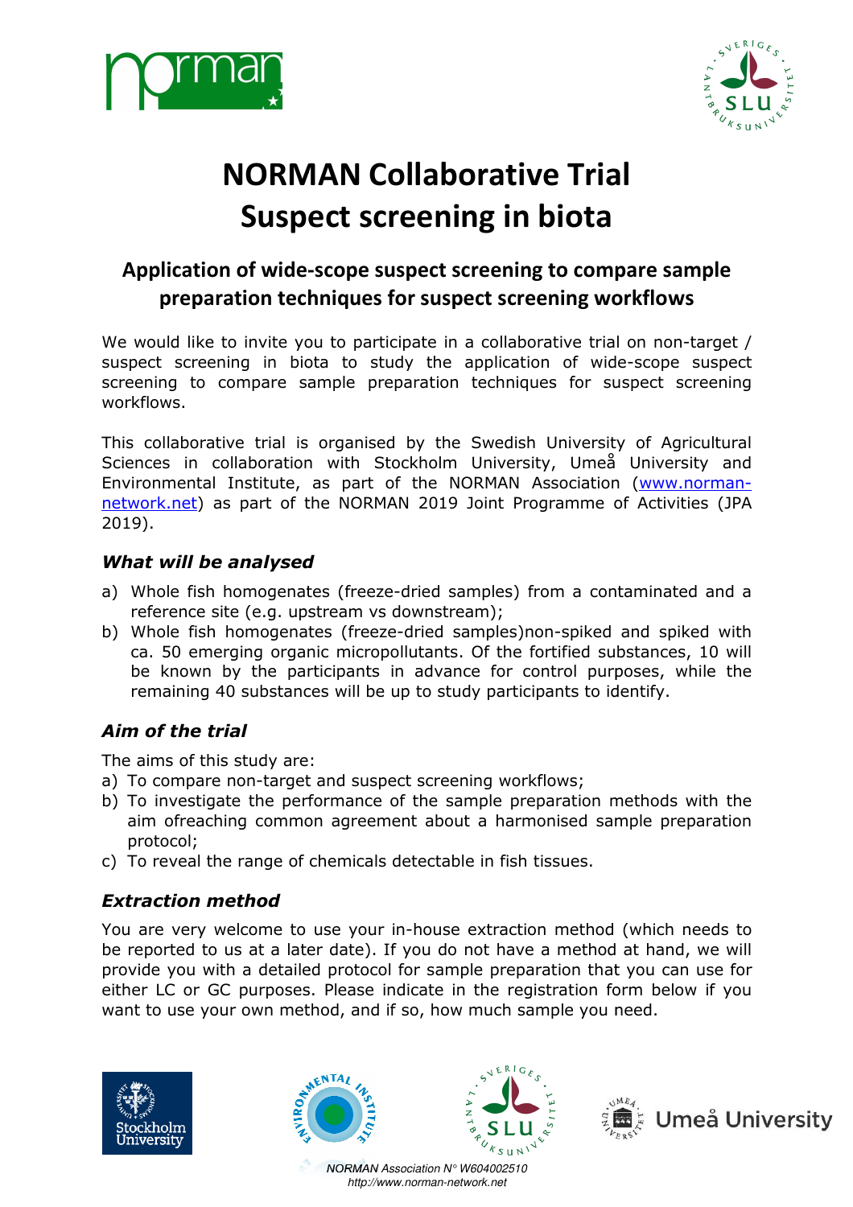# NORMAN Collaborative Trial Suspect screening in biota

## Application of wide-scope suspect screening to compare sample preparation techniques for suspect screening workflows

We would like to invite you to participate in a collaborative trial on non-target / suspect screening in biota to study the application of wide-scope suspect screening to compare sample preparation techniques for suspect screening workflows.

This collaborative trial is organised by the Swedish University of Agricultural Sciences in collaboration with Stockholm University, Umeå University and Environmental Institute, as part of the NORMAN Association ([www.norman-network.net](http://www.norman-network.net)) as part of the NORMAN 2019 Joint Programme of Activities (JPA 2019).

### *What will be analysed*

a) Whole fish homogenates (freeze-dried samples) from a contaminated and a reference site (e.g. upstream vs downstream);
b) Whole fish homogenates (freeze-dried samples)non-spiked and spiked with ca. 50 emerging organic micropollutants. Of the fortified substances, 10 will be known by the participants in advance for control purposes, while the remaining 40 substances will be up to study participants to identify.

### *Aim of the trial*

The aims of this study are:
a) To compare non-target and suspect screening workflows;
b) To investigate the performance of the sample preparation methods with the aim ofreaching common agreement about a harmonised sample preparation protocol;
c) To reveal the range of chemicals detectable in fish tissues.

### *Extraction method*

You are very welcome to use your in-house extraction method (which needs to be reported to us at a later date). If you do not have a method at hand, we will provide you with a detailed protocol for sample preparation that you can use for either LC or GC purposes. Please indicate in the registration form below if you want to use your own method, and if so, how much sample you need.

*NORMAN Association N° W604002510*
*http://www.norman-network.net*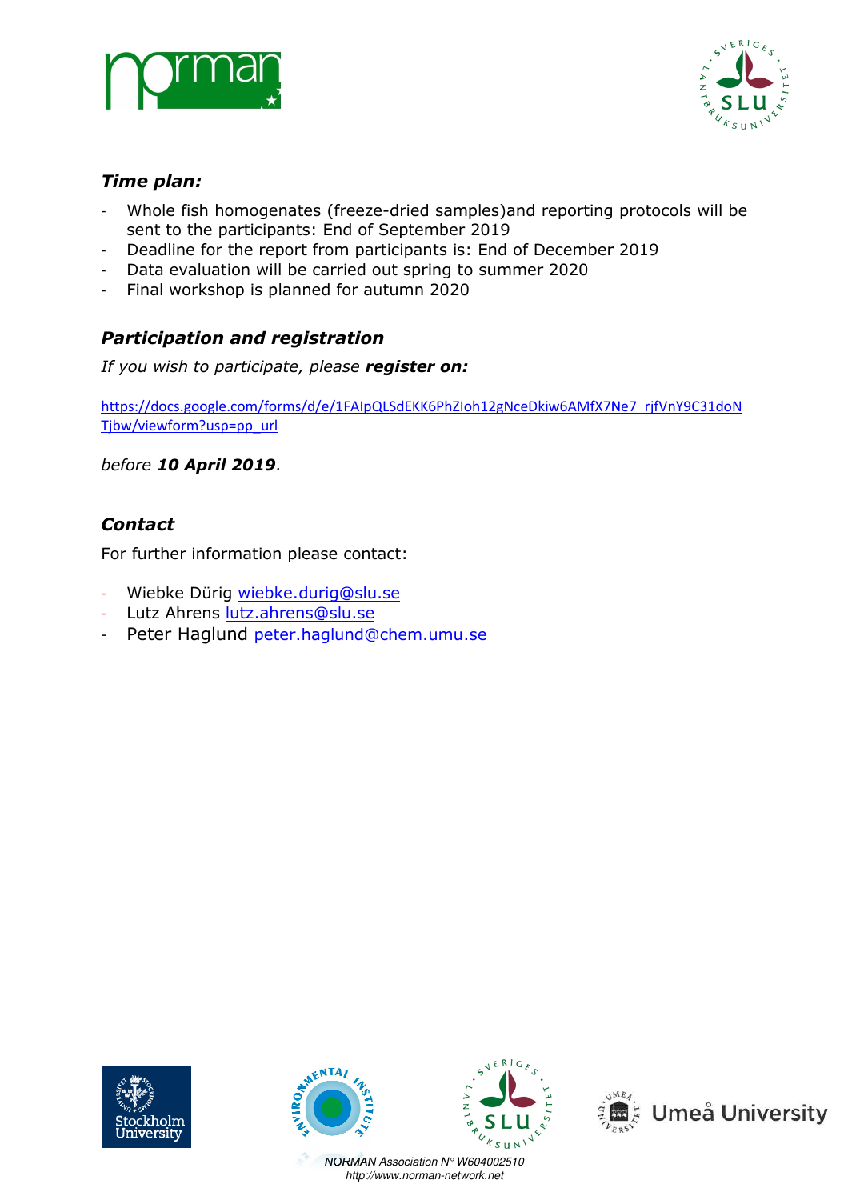### *Time plan:*

- Whole fish homogenates (freeze-dried samples)and reporting protocols will be sent to the participants: End of September 2019
- Deadline for the report from participants is: End of December 2019
- Data evaluation will be carried out spring to summer 2020
- Final workshop is planned for autumn 2020

### *Participation and registration*

*If you wish to participate, please* ***register on:***

https://docs.google.com/forms/d/e/1FAIpQLSdEKK6PhZIoh12gNceDkiw6AMfX7Ne7_rjfVnY9C31doNTjbw/viewform?usp=pp_url

*before* ***10 April 2019****.*

### *Contact*

For further information please contact:

- Wiebke Dürig wiebke.durig@slu.se
- Lutz Ahrens lutz.ahrens@slu.se
- Peter Haglund peter.haglund@chem.umu.se

*NORMAN Association N° W604002510*
*http://www.norman-network.net*